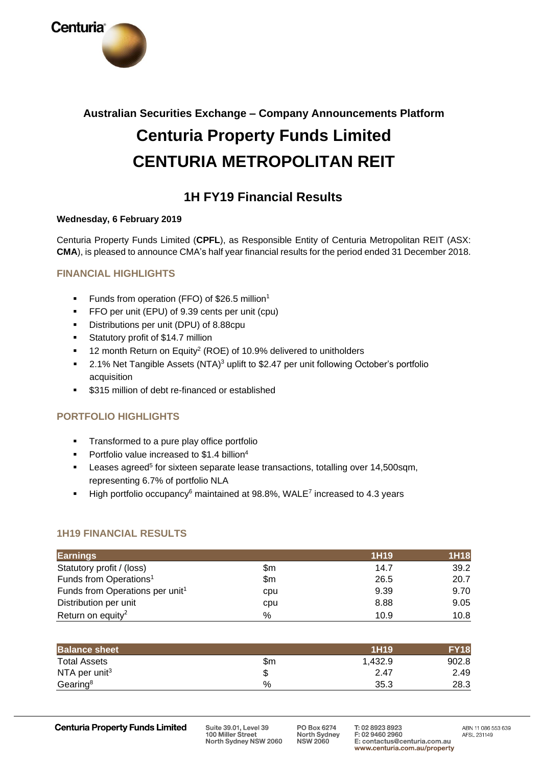Centuria

**Australian Securities Exchange – Company Announcements Platform**

# Centuria Property Funds Limited

# CENTURIA METROPOLITAN REIT

## 1H FY19 Financial Results

**Wednesday, 6 February 2019**

Centuria Property Funds Limited (**CPFL**), as Responsible Entity of Centuria Metropolitan REIT (ASX: **CMA**), is pleased to announce CMA's half year financial results for the period ended 31 December 2018.

### FINANCIAL HIGHLIGHTS

- Funds from operation (FFO) of $26.5 million[1]
- FFO per unit (EPU) of 9.39 cents per unit (cpu)
- Distributions per unit (DPU) of 8.88cpu
- Statutory profit of $14.7 million
- 12 month Return on Equity[2] (ROE) of 10.9% delivered to unitholders
- 2.1% Net Tangible Assets (NTA)[3] uplift to $2.47 per unit following October's portfolio acquisition
- $315 million of debt re-financed or established

### PORTFOLIO HIGHLIGHTS

- Transformed to a pure play office portfolio
- Portfolio value increased to $1.4 billion[4]
- Leases agreed[5] for sixteen separate lease transactions, totalling over 14,500sqm, representing 6.7% of portfolio NLA
- High portfolio occupancy[6] maintained at 98.8%, WALE[7] increased to 4.3 years

### 1H19 FINANCIAL RESULTS

| Earnings | | 1H19 | 1H18 |
|---|---|---|---|
| Statutory profit / (loss) | $m | 14.7 | 39.2 |
| Funds from Operations[1] | $m | 26.5 | 20.7 |
| Funds from Operations per unit[1] | cpu | 9.39 | 9.70 |
| Distribution per unit | cpu | 8.88 | 9.05 |
| Return on equity[2] | % | 10.9 | 10.8 |

| Balance sheet | | 1H19 | FY18 |
|---|---|---|---|
| Total Assets | $m | 1,432.9 | 902.8 |
| NTA per unit[3] | $ | 2.47 | 2.49 |
| Gearing[8] | % | 35.3 | 28.3 |

**Centuria Property Funds Limited** Suite 39.01, Level 39 100 Miller Street North Sydney NSW 2060 PO Box 6274 North Sydney NSW 2060 T: 02 8923 8923 F: 02 9460 2960 E: contactus@centuria.com.au www.centuria.com.au/property ABN 11 086 553 639 AFSL 231149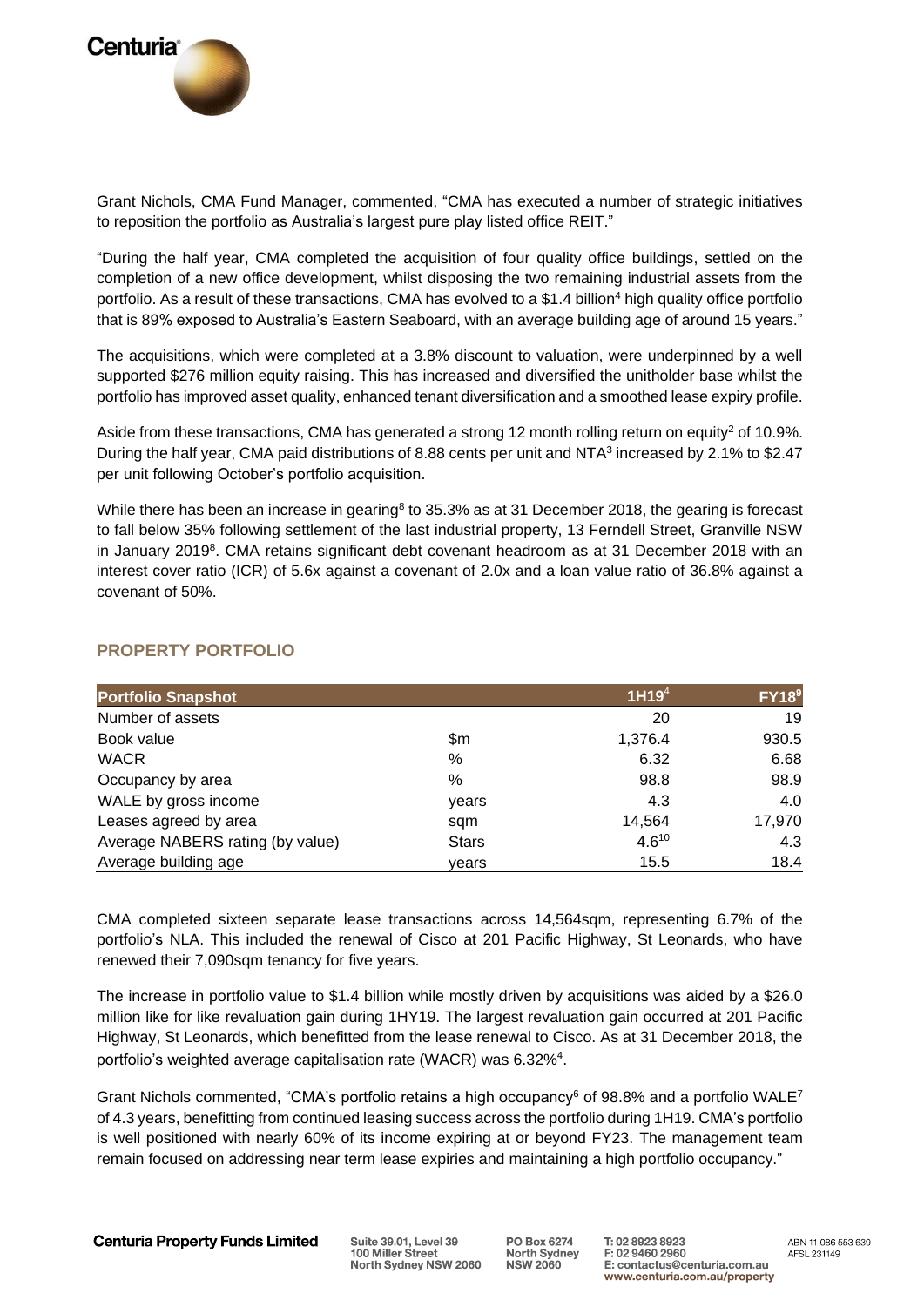Grant Nichols, CMA Fund Manager, commented, "CMA has executed a number of strategic initiatives to reposition the portfolio as Australia's largest pure play listed office REIT."

"During the half year, CMA completed the acquisition of four quality office buildings, settled on the completion of a new office development, whilst disposing the two remaining industrial assets from the portfolio. As a result of these transactions, CMA has evolved to a $1.4 billion[4] high quality office portfolio that is 89% exposed to Australia's Eastern Seaboard, with an average building age of around 15 years."

The acquisitions, which were completed at a 3.8% discount to valuation, were underpinned by a well supported $276 million equity raising. This has increased and diversified the unitholder base whilst the portfolio has improved asset quality, enhanced tenant diversification and a smoothed lease expiry profile.

Aside from these transactions, CMA has generated a strong 12 month rolling return on equity[2] of 10.9%. During the half year, CMA paid distributions of 8.88 cents per unit and NTA[3] increased by 2.1% to $2.47 per unit following October's portfolio acquisition.

While there has been an increase in gearing[8] to 35.3% as at 31 December 2018, the gearing is forecast to fall below 35% following settlement of the last industrial property, 13 Ferndell Street, Granville NSW in January 2019[8]. CMA retains significant debt covenant headroom as at 31 December 2018 with an interest cover ratio (ICR) of 5.6x against a covenant of 2.0x and a loan value ratio of 36.8% against a covenant of 50%.

## PROPERTY PORTFOLIO

| Portfolio Snapshot | | 1H19[4] | FY18[9] |
|---|---|---|---|
| Number of assets | | 20 | 19 |
| Book value | $m | 1,376.4 | 930.5 |
| WACR | % | 6.32 | 6.68 |
| Occupancy by area | % | 98.8 | 98.9 |
| WALE by gross income | years | 4.3 | 4.0 |
| Leases agreed by area | sqm | 14,564 | 17,970 |
| Average NABERS rating (by value) | Stars | 4.6[10] | 4.3 |
| Average building age | years | 15.5 | 18.4 |

CMA completed sixteen separate lease transactions across 14,564sqm, representing 6.7% of the portfolio's NLA. This included the renewal of Cisco at 201 Pacific Highway, St Leonards, who have renewed their 7,090sqm tenancy for five years.

The increase in portfolio value to $1.4 billion while mostly driven by acquisitions was aided by a $26.0 million like for like revaluation gain during 1HY19. The largest revaluation gain occurred at 201 Pacific Highway, St Leonards, which benefitted from the lease renewal to Cisco. As at 31 December 2018, the portfolio's weighted average capitalisation rate (WACR) was 6.32%[4].

Grant Nichols commented, "CMA's portfolio retains a high occupancy[6] of 98.8% and a portfolio WALE[7] of 4.3 years, benefitting from continued leasing success across the portfolio during 1H19. CMA's portfolio is well positioned with nearly 60% of its income expiring at or beyond FY23. The management team remain focused on addressing near term lease expiries and maintaining a high portfolio occupancy."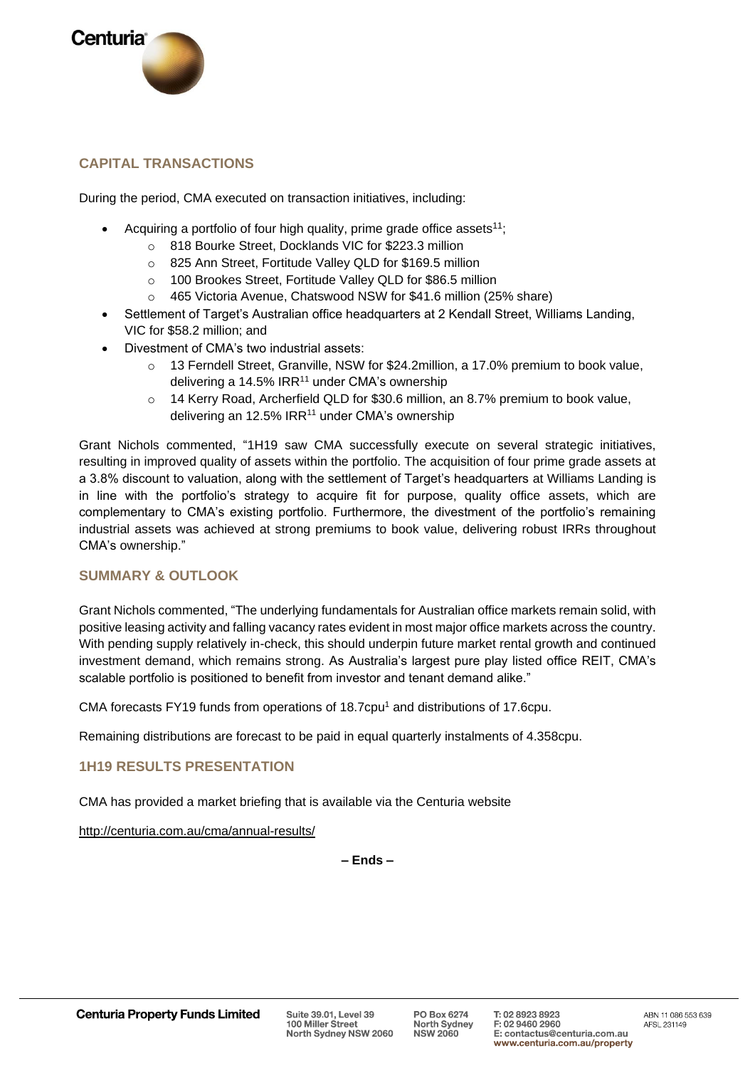## CAPITAL TRANSACTIONS

During the period, CMA executed on transaction initiatives, including:

- Acquiring a portfolio of four high quality, prime grade office assets[11];
  - 818 Bourke Street, Docklands VIC for $223.3 million
  - 825 Ann Street, Fortitude Valley QLD for $169.5 million
  - 100 Brookes Street, Fortitude Valley QLD for $86.5 million
  - 465 Victoria Avenue, Chatswood NSW for $41.6 million (25% share)
- Settlement of Target's Australian office headquarters at 2 Kendall Street, Williams Landing, VIC for $58.2 million; and
- Divestment of CMA's two industrial assets:
  - 13 Ferndell Street, Granville, NSW for $24.2million, a 17.0% premium to book value, delivering a 14.5% IRR[11] under CMA's ownership
  - 14 Kerry Road, Archerfield QLD for $30.6 million, an 8.7% premium to book value, delivering an 12.5% IRR[11] under CMA's ownership

Grant Nichols commented, "1H19 saw CMA successfully execute on several strategic initiatives, resulting in improved quality of assets within the portfolio. The acquisition of four prime grade assets at a 3.8% discount to valuation, along with the settlement of Target's headquarters at Williams Landing is in line with the portfolio's strategy to acquire fit for purpose, quality office assets, which are complementary to CMA's existing portfolio. Furthermore, the divestment of the portfolio's remaining industrial assets was achieved at strong premiums to book value, delivering robust IRRs throughout CMA's ownership."

## SUMMARY & OUTLOOK

Grant Nichols commented, "The underlying fundamentals for Australian office markets remain solid, with positive leasing activity and falling vacancy rates evident in most major office markets across the country. With pending supply relatively in-check, this should underpin future market rental growth and continued investment demand, which remains strong. As Australia's largest pure play listed office REIT, CMA's scalable portfolio is positioned to benefit from investor and tenant demand alike."

CMA forecasts FY19 funds from operations of 18.7cpu[1] and distributions of 17.6cpu.

Remaining distributions are forecast to be paid in equal quarterly instalments of 4.358cpu.

## 1H19 RESULTS PRESENTATION

CMA has provided a market briefing that is available via the Centuria website

http://centuria.com.au/cma/annual-results/

**– Ends –**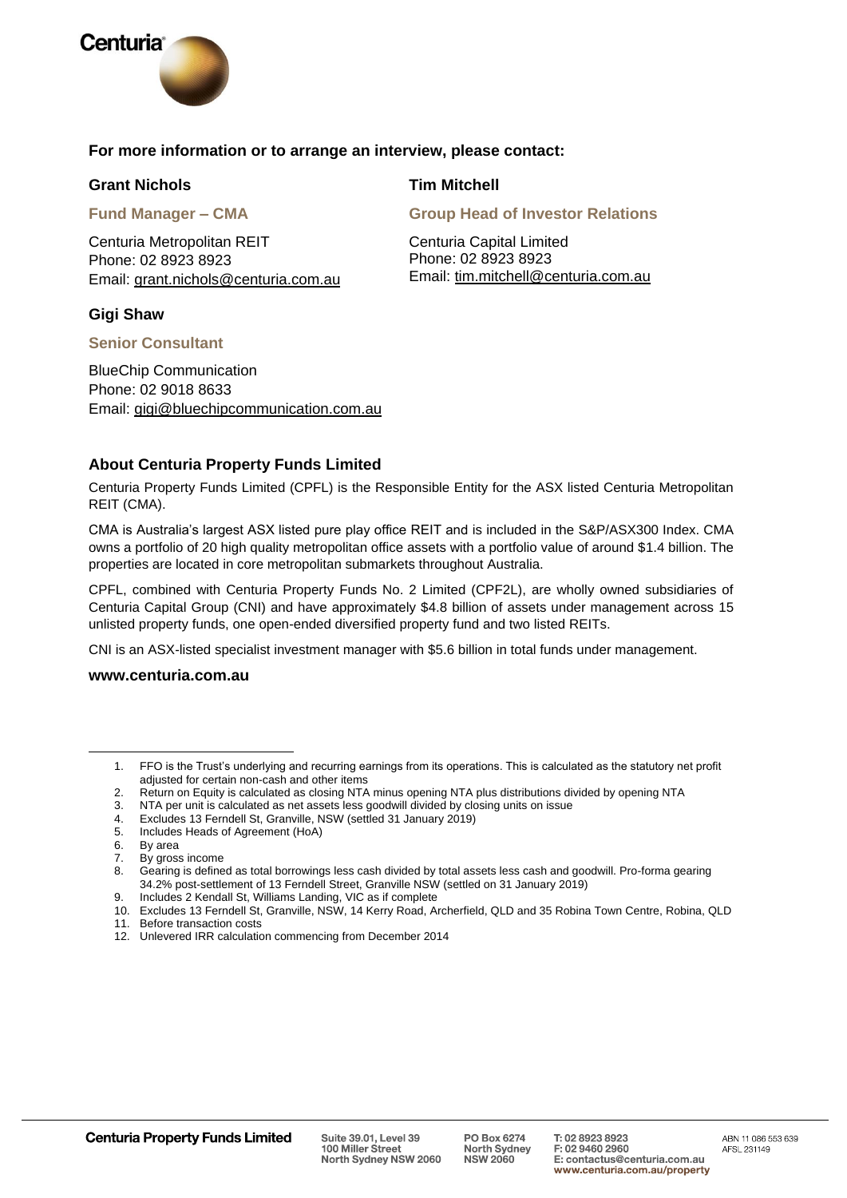**For more information or to arrange an interview, please contact:**

**Grant Nichols**

**Fund Manager – CMA**

Centuria Metropolitan REIT
Phone: 02 8923 8923
Email: grant.nichols@centuria.com.au

**Tim Mitchell**

**Group Head of Investor Relations**

Centuria Capital Limited
Phone: 02 8923 8923
Email: tim.mitchell@centuria.com.au

**Gigi Shaw**

**Senior Consultant**

BlueChip Communication
Phone: 02 9018 8633
Email: gigi@bluechipcommunication.com.au

## About Centuria Property Funds Limited

Centuria Property Funds Limited (CPFL) is the Responsible Entity for the ASX listed Centuria Metropolitan REIT (CMA).

CMA is Australia's largest ASX listed pure play office REIT and is included in the S&P/ASX300 Index. CMA owns a portfolio of 20 high quality metropolitan office assets with a portfolio value of around $1.4 billion. The properties are located in core metropolitan submarkets throughout Australia.

CPFL, combined with Centuria Property Funds No. 2 Limited (CPF2L), are wholly owned subsidiaries of Centuria Capital Group (CNI) and have approximately $4.8 billion of assets under management across 15 unlisted property funds, one open-ended diversified property fund and two listed REITs.

CNI is an ASX-listed specialist investment manager with $5.6 billion in total funds under management.

**www.centuria.com.au**

1. FFO is the Trust's underlying and recurring earnings from its operations. This is calculated as the statutory net profit adjusted for certain non-cash and other items
2. Return on Equity is calculated as closing NTA minus opening NTA plus distributions divided by opening NTA
3. NTA per unit is calculated as net assets less goodwill divided by closing units on issue
4. Excludes 13 Ferndell St, Granville, NSW (settled 31 January 2019)
5. Includes Heads of Agreement (HoA)
6. By area
7. By gross income
8. Gearing is defined as total borrowings less cash divided by total assets less cash and goodwill. Pro-forma gearing 34.2% post-settlement of 13 Ferndell Street, Granville NSW (settled on 31 January 2019)
9. Includes 2 Kendall St, Williams Landing, VIC as if complete
10. Excludes 13 Ferndell St, Granville, NSW, 14 Kerry Road, Archerfield, QLD and 35 Robina Town Centre, Robina, QLD
11. Before transaction costs
12. Unlevered IRR calculation commencing from December 2014

**Centuria Property Funds Limited** Suite 39.01, Level 39 100 Miller Street North Sydney NSW 2060 PO Box 6274 North Sydney NSW 2060 T: 02 8923 8923 F: 02 9460 2960 E: contactus@centuria.com.au www.centuria.com.au/property ABN 11 086 553 639 AFSL 231149